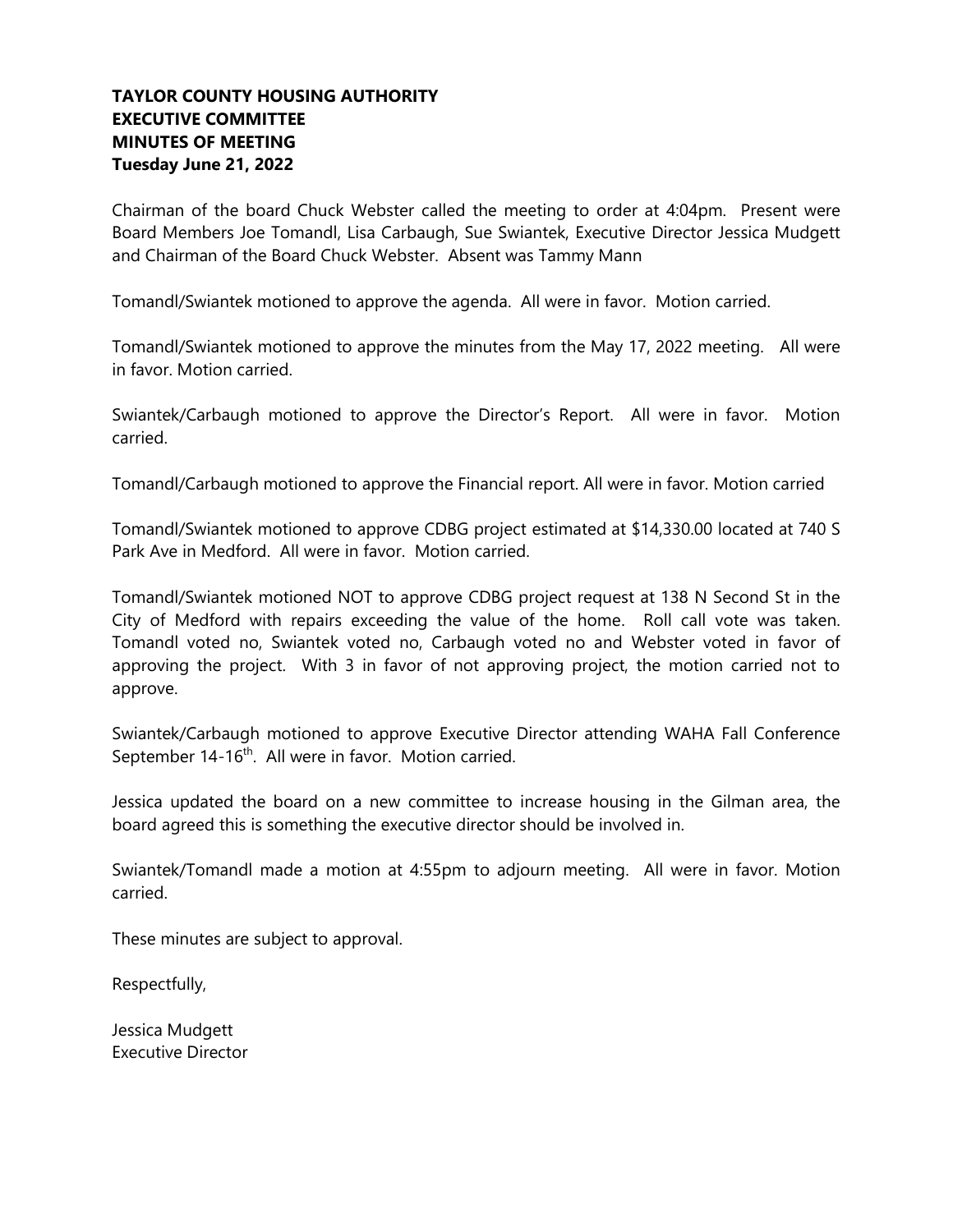**TAYLOR COUNTY HOUSING AUTHORITY**
**EXECUTIVE COMMITTEE**
**MINUTES OF MEETING**
**Tuesday June 21, 2022**

Chairman of the board Chuck Webster called the meeting to order at 4:04pm. Present were Board Members Joe Tomandl, Lisa Carbaugh, Sue Swiantek, Executive Director Jessica Mudgett and Chairman of the Board Chuck Webster. Absent was Tammy Mann

Tomandl/Swiantek motioned to approve the agenda. All were in favor. Motion carried.

Tomandl/Swiantek motioned to approve the minutes from the May 17, 2022 meeting. All were in favor. Motion carried.

Swiantek/Carbaugh motioned to approve the Director's Report. All were in favor. Motion carried.

Tomandl/Carbaugh motioned to approve the Financial report. All were in favor. Motion carried

Tomandl/Swiantek motioned to approve CDBG project estimated at $14,330.00 located at 740 S Park Ave in Medford. All were in favor. Motion carried.

Tomandl/Swiantek motioned NOT to approve CDBG project request at 138 N Second St in the City of Medford with repairs exceeding the value of the home. Roll call vote was taken. Tomandl voted no, Swiantek voted no, Carbaugh voted no and Webster voted in favor of approving the project. With 3 in favor of not approving project, the motion carried not to approve.

Swiantek/Carbaugh motioned to approve Executive Director attending WAHA Fall Conference September 14-16th. All were in favor. Motion carried.

Jessica updated the board on a new committee to increase housing in the Gilman area, the board agreed this is something the executive director should be involved in.

Swiantek/Tomandl made a motion at 4:55pm to adjourn meeting. All were in favor. Motion carried.

These minutes are subject to approval.

Respectfully,

Jessica Mudgett
Executive Director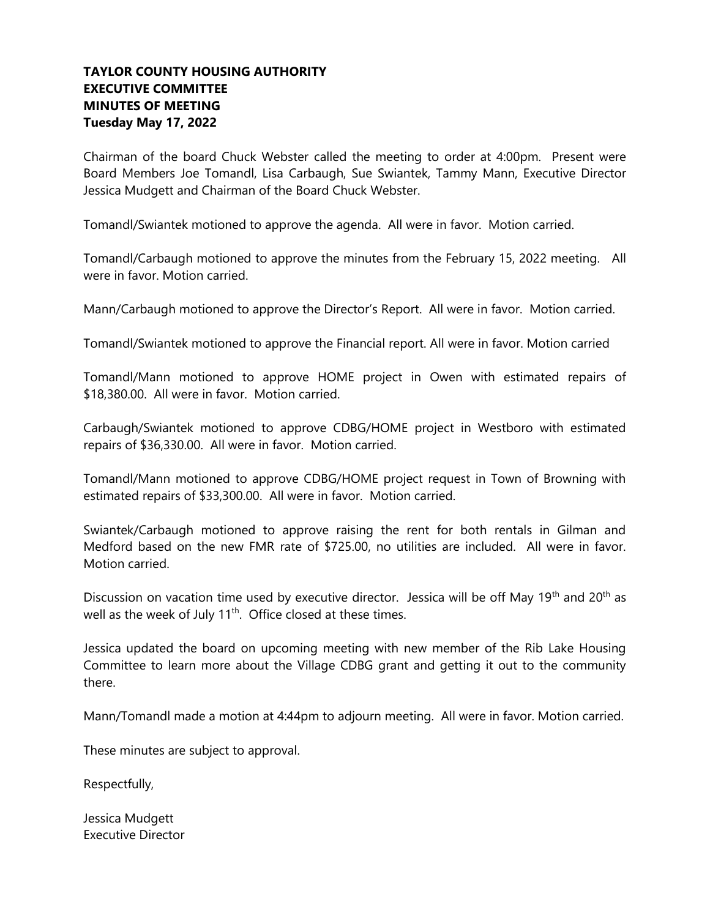**TAYLOR COUNTY HOUSING AUTHORITY**
**EXECUTIVE COMMITTEE**
**MINUTES OF MEETING**
**Tuesday May 17, 2022**

Chairman of the board Chuck Webster called the meeting to order at 4:00pm. Present were Board Members Joe Tomandl, Lisa Carbaugh, Sue Swiantek, Tammy Mann, Executive Director Jessica Mudgett and Chairman of the Board Chuck Webster.

Tomandl/Swiantek motioned to approve the agenda. All were in favor. Motion carried.

Tomandl/Carbaugh motioned to approve the minutes from the February 15, 2022 meeting. All were in favor. Motion carried.

Mann/Carbaugh motioned to approve the Director's Report. All were in favor. Motion carried.

Tomandl/Swiantek motioned to approve the Financial report. All were in favor. Motion carried

Tomandl/Mann motioned to approve HOME project in Owen with estimated repairs of $18,380.00. All were in favor. Motion carried.

Carbaugh/Swiantek motioned to approve CDBG/HOME project in Westboro with estimated repairs of $36,330.00. All were in favor. Motion carried.

Tomandl/Mann motioned to approve CDBG/HOME project request in Town of Browning with estimated repairs of $33,300.00. All were in favor. Motion carried.

Swiantek/Carbaugh motioned to approve raising the rent for both rentals in Gilman and Medford based on the new FMR rate of $725.00, no utilities are included. All were in favor. Motion carried.

Discussion on vacation time used by executive director. Jessica will be off May 19th and 20th as well as the week of July 11th. Office closed at these times.

Jessica updated the board on upcoming meeting with new member of the Rib Lake Housing Committee to learn more about the Village CDBG grant and getting it out to the community there.

Mann/Tomandl made a motion at 4:44pm to adjourn meeting. All were in favor. Motion carried.

These minutes are subject to approval.

Respectfully,

Jessica Mudgett
Executive Director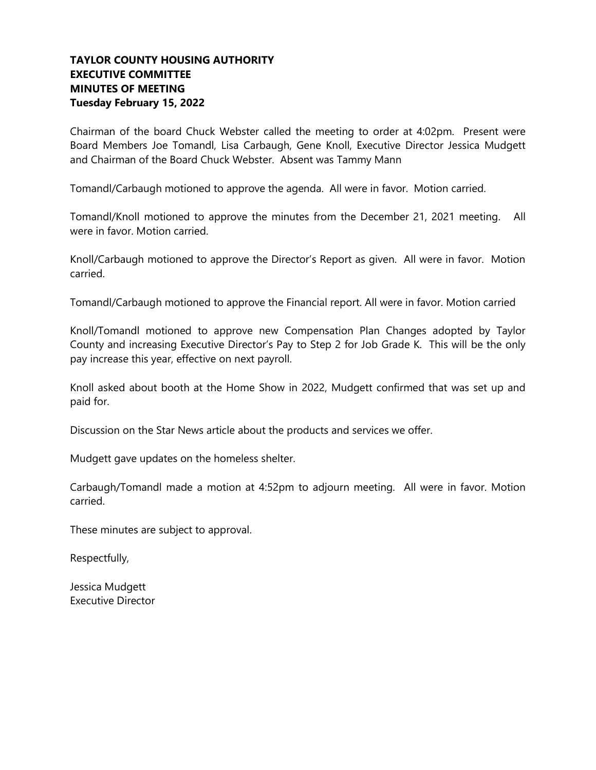**TAYLOR COUNTY HOUSING AUTHORITY**
**EXECUTIVE COMMITTEE**
**MINUTES OF MEETING**
**Tuesday February 15, 2022**

Chairman of the board Chuck Webster called the meeting to order at 4:02pm. Present were Board Members Joe Tomandl, Lisa Carbaugh, Gene Knoll, Executive Director Jessica Mudgett and Chairman of the Board Chuck Webster. Absent was Tammy Mann

Tomandl/Carbaugh motioned to approve the agenda. All were in favor. Motion carried.

Tomandl/Knoll motioned to approve the minutes from the December 21, 2021 meeting. All were in favor. Motion carried.

Knoll/Carbaugh motioned to approve the Director's Report as given. All were in favor. Motion carried.

Tomandl/Carbaugh motioned to approve the Financial report. All were in favor. Motion carried

Knoll/Tomandl motioned to approve new Compensation Plan Changes adopted by Taylor County and increasing Executive Director's Pay to Step 2 for Job Grade K. This will be the only pay increase this year, effective on next payroll.

Knoll asked about booth at the Home Show in 2022, Mudgett confirmed that was set up and paid for.

Discussion on the Star News article about the products and services we offer.

Mudgett gave updates on the homeless shelter.

Carbaugh/Tomandl made a motion at 4:52pm to adjourn meeting. All were in favor. Motion carried.

These minutes are subject to approval.

Respectfully,

Jessica Mudgett
Executive Director